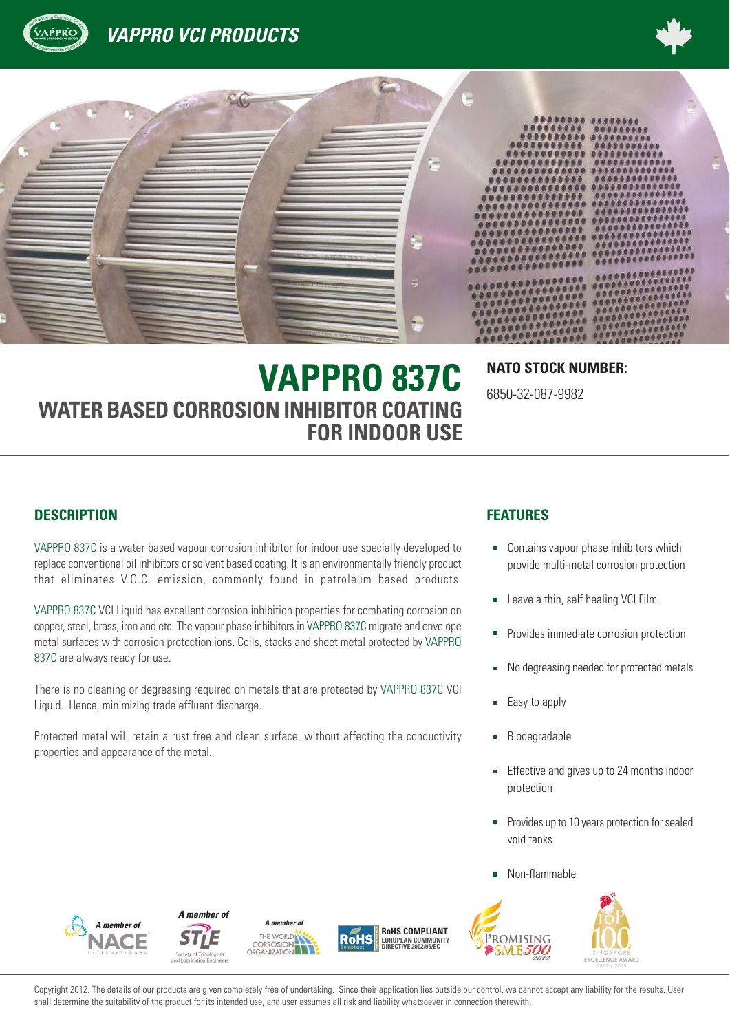# VAPPRO VCI PRODUCTS

# VAPPRO 837C

## WATER BASED CORROSION INHIBITOR COATING FOR INDOOR USE

**NATO STOCK NUMBER:**

6850-32-087-9982

### DESCRIPTION

VAPPRO 837C is a water based vapour corrosion inhibitor for indoor use specially developed to replace conventional oil inhibitors or solvent based coating. It is an environmentally friendly product that eliminates V.O.C. emission, commonly found in petroleum based products.

VAPPRO 837C VCI Liquid has excellent corrosion inhibition properties for combating corrosion on copper, steel, brass, iron and etc. The vapour phase inhibitors in VAPPRO 837C migrate and envelope metal surfaces with corrosion protection ions. Coils, stacks and sheet metal protected by VAPPRO 837C are always ready for use.

There is no cleaning or degreasing required on metals that are protected by VAPPRO 837C VCI Liquid. Hence, minimizing trade effluent discharge.

Protected metal will retain a rust free and clean surface, without affecting the conductivity properties and appearance of the metal.

### FEATURES

- Contains vapour phase inhibitors which provide multi-metal corrosion protection
- Leave a thin, self healing VCI Film
- Provides immediate corrosion protection
- No degreasing needed for protected metals
- Easy to apply
- Biodegradable
- Effective and gives up to 24 months indoor protection
- Provides up to 10 years protection for sealed void tanks
- Non-flammable

A member of NACE International | A member of STLE Society of Tribologists and Lubrication Engineers | A member of The World Corrosion Organization | RoHS Compliant European Community Directive 2002/95/EC | Promising SME500 2012 | Singapore Top 100 Excellence Award 2012 / 2013

Copyright 2012. The details of our products are given completely free of undertaking. Since their application lies outside our control, we cannot accept any liability for the results. User shall determine the suitability of the product for its intended use, and user assumes all risk and liability whatsoever in connection therewith.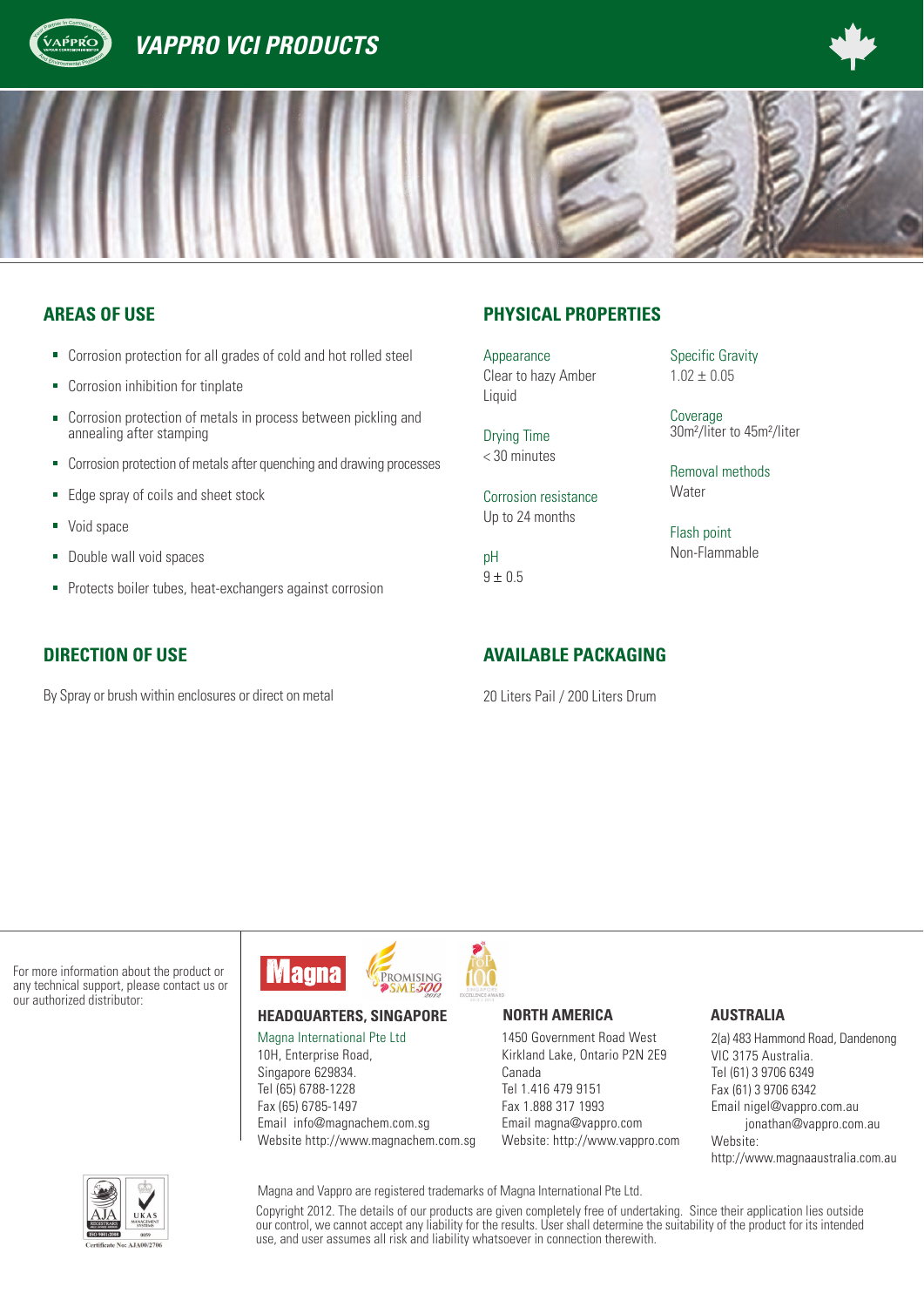# VAPPRO VCI PRODUCTS

## AREAS OF USE

- Corrosion protection for all grades of cold and hot rolled steel
- Corrosion inhibition for tinplate
- Corrosion protection of metals in process between pickling and annealing after stamping
- Corrosion protection of metals after quenching and drawing processes
- Edge spray of coils and sheet stock
- Void space
- Double wall void spaces
- Protects boiler tubes, heat-exchangers against corrosion

## PHYSICAL PROPERTIES

**Appearance**
Clear to hazy Amber Liquid

**Drying Time**
< 30 minutes

**Corrosion resistance**
Up to 24 months

**pH**
$9 \pm 0.5$

**Specific Gravity**
$1.02 \pm 0.05$

**Coverage**
30m²/liter to 45m²/liter

**Removal methods**
Water

**Flash point**
Non-Flammable

## DIRECTION OF USE

By Spray or brush within enclosures or direct on metal

## AVAILABLE PACKAGING

20 Liters Pail / 200 Liters Drum

For more information about the product or any technical support, please contact us or our authorized distributor:

### HEADQUARTERS, SINGAPORE

Magna International Pte Ltd
10H, Enterprise Road,
Singapore 629834.
Tel (65) 6788-1228
Fax (65) 6785-1497
Email info@magnachem.com.sg
Website http://www.magnachem.com.sg

### NORTH AMERICA

1450 Government Road West
Kirkland Lake, Ontario P2N 2E9
Canada
Tel 1.416 479 9151
Fax 1.888 317 1993
Email magna@vappro.com
Website: http://www.vappro.com

### AUSTRALIA

2(a) 483 Hammond Road, Dandenong
VIC 3175 Australia.
Tel (61) 3 9706 6349
Fax (61) 3 9706 6342
Email nigel@vappro.com.au
jonathan@vappro.com.au
Website:
http://www.magnaaustralia.com.au

Certificate No: AJA00/2706

Magna and Vappro are registered trademarks of Magna International Pte Ltd.

Copyright 2012. The details of our products are given completely free of undertaking. Since their application lies outside our control, we cannot accept any liability for the results. User shall determine the suitability of the product for its intended use, and user assumes all risk and liability whatsoever in connection therewith.